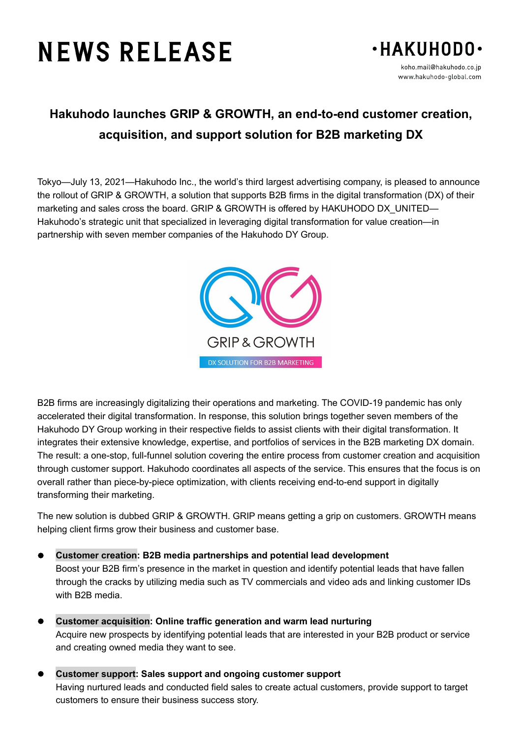# NEWS RELEASE

**·HAKUHODO·**

koho.mail@hakuhodo.co.jp
www.hakuhodo-global.com

## Hakuhodo launches GRIP & GROWTH, an end-to-end customer creation, acquisition, and support solution for B2B marketing DX

Tokyo—July 13, 2021—Hakuhodo Inc., the world's third largest advertising company, is pleased to announce the rollout of GRIP & GROWTH, a solution that supports B2B firms in the digital transformation (DX) of their marketing and sales cross the board. GRIP & GROWTH is offered by HAKUHODO DX_UNITED—Hakuhodo's strategic unit that specialized in leveraging digital transformation for value creation—in partnership with seven member companies of the Hakuhodo DY Group.

GRIP & GROWTH

DX SOLUTION FOR B2B MARKETING

B2B firms are increasingly digitalizing their operations and marketing. The COVID-19 pandemic has only accelerated their digital transformation. In response, this solution brings together seven members of the Hakuhodo DY Group working in their respective fields to assist clients with their digital transformation. It integrates their extensive knowledge, expertise, and portfolios of services in the B2B marketing DX domain. The result: a one-stop, full-funnel solution covering the entire process from customer creation and acquisition through customer support. Hakuhodo coordinates all aspects of the service. This ensures that the focus is on overall rather than piece-by-piece optimization, with clients receiving end-to-end support in digitally transforming their marketing.

The new solution is dubbed GRIP & GROWTH. GRIP means getting a grip on customers. GROWTH means helping client firms grow their business and customer base.

- **Customer creation: B2B media partnerships and potential lead development**
  Boost your B2B firm's presence in the market in question and identify potential leads that have fallen through the cracks by utilizing media such as TV commercials and video ads and linking customer IDs with B2B media.

- **Customer acquisition: Online traffic generation and warm lead nurturing**
  Acquire new prospects by identifying potential leads that are interested in your B2B product or service and creating owned media they want to see.

- **Customer support: Sales support and ongoing customer support**
  Having nurtured leads and conducted field sales to create actual customers, provide support to target customers to ensure their business success story.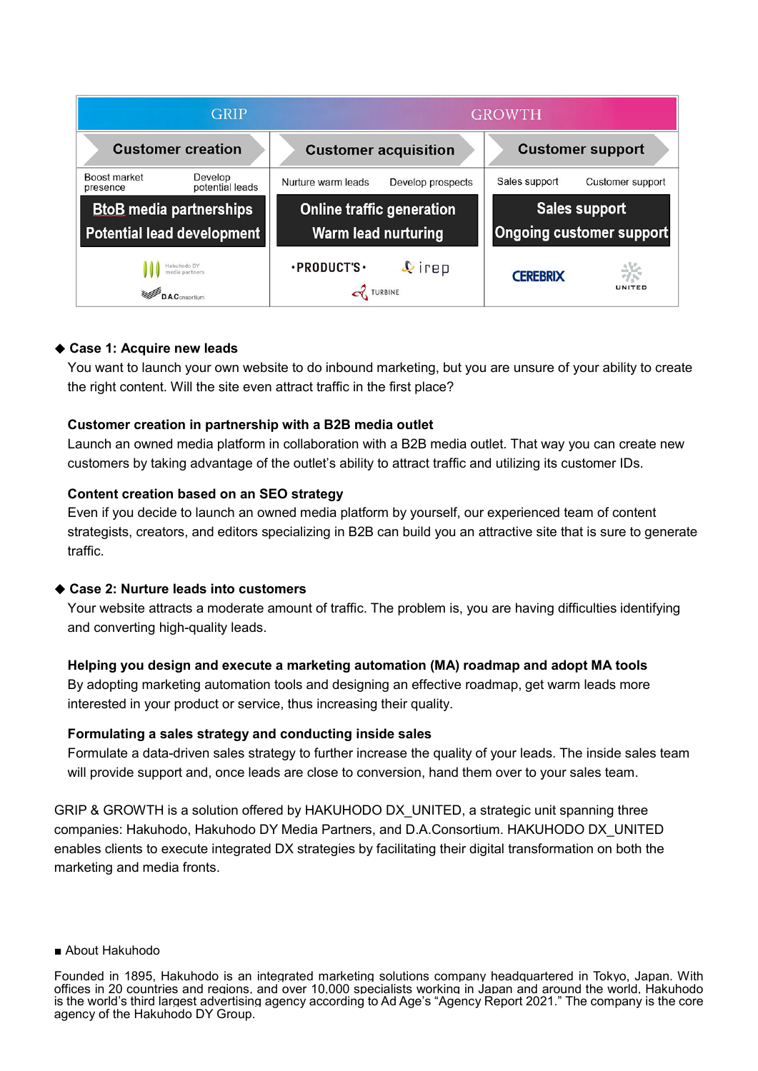| GRIP | | GROWTH |
|---|---|---|
| Customer creation | Customer acquisition | Customer support |
| Boost market presence / Develop potential leads | Nurture warm leads / Develop prospects | Sales support / Customer support |
| **BtoB media partnerships** **Potential lead development** | **Online traffic generation** **Warm lead nurturing** | **Sales support** **Ongoing customer support** |
| Hakuhodo DY media partners / D.A.Consortium | PRODUCT'S / irep / TURBINE | CEREBRIX / UNITED |

◆ **Case 1: Acquire new leads**

You want to launch your own website to do inbound marketing, but you are unsure of your ability to create the right content. Will the site even attract traffic in the first place?

**Customer creation in partnership with a B2B media outlet**

Launch an owned media platform in collaboration with a B2B media outlet. That way you can create new customers by taking advantage of the outlet's ability to attract traffic and utilizing its customer IDs.

**Content creation based on an SEO strategy**

Even if you decide to launch an owned media platform by yourself, our experienced team of content strategists, creators, and editors specializing in B2B can build you an attractive site that is sure to generate traffic.

◆ **Case 2: Nurture leads into customers**

Your website attracts a moderate amount of traffic. The problem is, you are having difficulties identifying and converting high-quality leads.

**Helping you design and execute a marketing automation (MA) roadmap and adopt MA tools**

By adopting marketing automation tools and designing an effective roadmap, get warm leads more interested in your product or service, thus increasing their quality.

**Formulating a sales strategy and conducting inside sales**

Formulate a data-driven sales strategy to further increase the quality of your leads. The inside sales team will provide support and, once leads are close to conversion, hand them over to your sales team.

GRIP & GROWTH is a solution offered by HAKUHODO DX_UNITED, a strategic unit spanning three companies: Hakuhodo, Hakuhodo DY Media Partners, and D.A.Consortium. HAKUHODO DX_UNITED enables clients to execute integrated DX strategies by facilitating their digital transformation on both the marketing and media fronts.

■ About Hakuhodo

Founded in 1895, Hakuhodo is an integrated marketing solutions company headquartered in Tokyo, Japan. With offices in 20 countries and regions, and over 10,000 specialists working in Japan and around the world, Hakuhodo is the world's third largest advertising agency according to Ad Age's "Agency Report 2021." The company is the core agency of the Hakuhodo DY Group.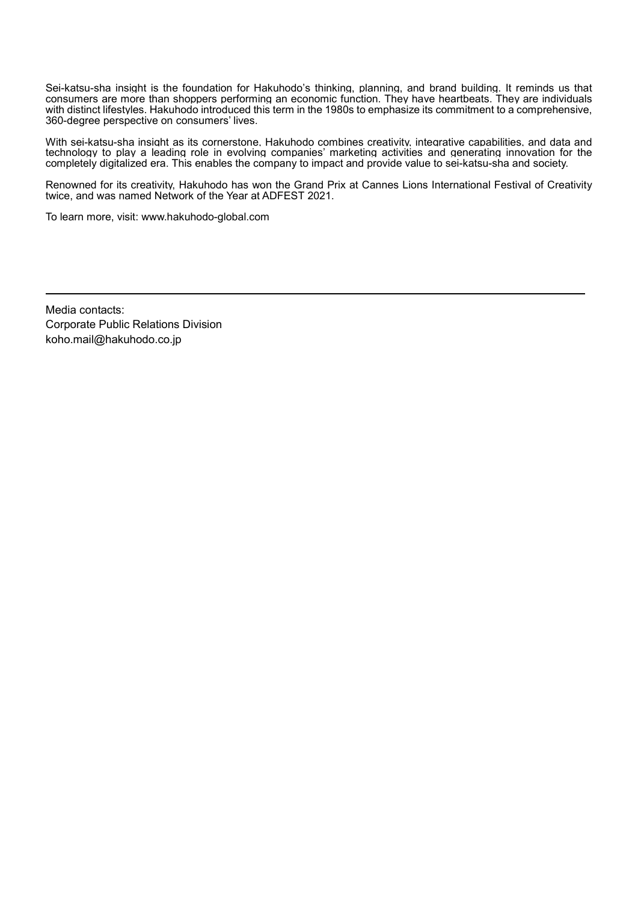Sei-katsu-sha insight is the foundation for Hakuhodo's thinking, planning, and brand building. It reminds us that consumers are more than shoppers performing an economic function. They have heartbeats. They are individuals with distinct lifestyles. Hakuhodo introduced this term in the 1980s to emphasize its commitment to a comprehensive, 360-degree perspective on consumers' lives.

With sei-katsu-sha insight as its cornerstone, Hakuhodo combines creativity, integrative capabilities, and data and technology to play a leading role in evolving companies' marketing activities and generating innovation for the completely digitalized era. This enables the company to impact and provide value to sei-katsu-sha and society.

Renowned for its creativity, Hakuhodo has won the Grand Prix at Cannes Lions International Festival of Creativity twice, and was named Network of the Year at ADFEST 2021.

To learn more, visit: www.hakuhodo-global.com

---

Media contacts:
Corporate Public Relations Division
koho.mail@hakuhodo.co.jp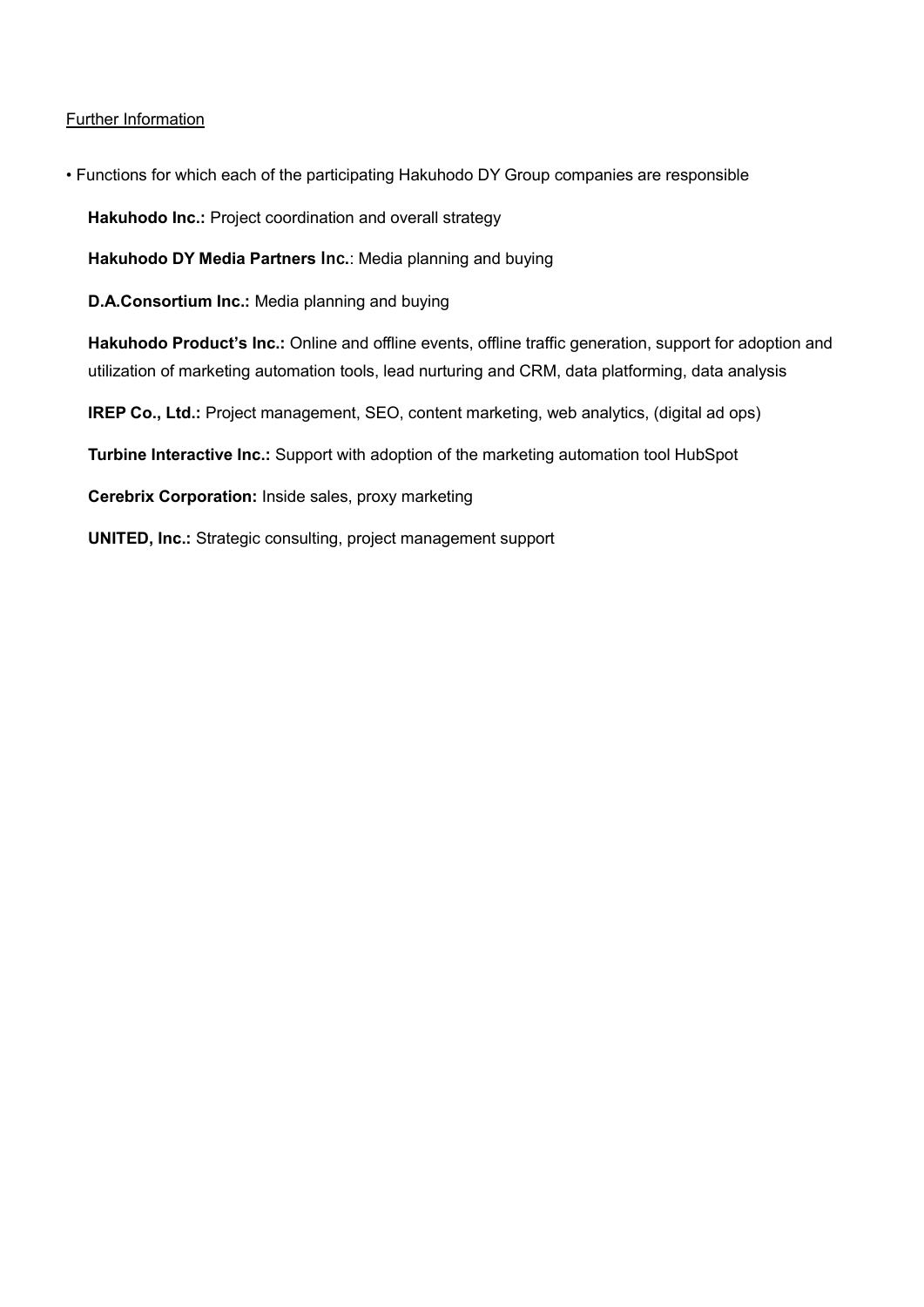Further Information

- Functions for which each of the participating Hakuhodo DY Group companies are responsible

  **Hakuhodo Inc.:** Project coordination and overall strategy

  **Hakuhodo DY Media Partners Inc.**: Media planning and buying

  **D.A.Consortium Inc.:** Media planning and buying

  **Hakuhodo Product's Inc.:** Online and offline events, offline traffic generation, support for adoption and utilization of marketing automation tools, lead nurturing and CRM, data platforming, data analysis

  **IREP Co., Ltd.:** Project management, SEO, content marketing, web analytics, (digital ad ops)

  **Turbine Interactive Inc.:** Support with adoption of the marketing automation tool HubSpot

  **Cerebrix Corporation:** Inside sales, proxy marketing

  **UNITED, Inc.:** Strategic consulting, project management support